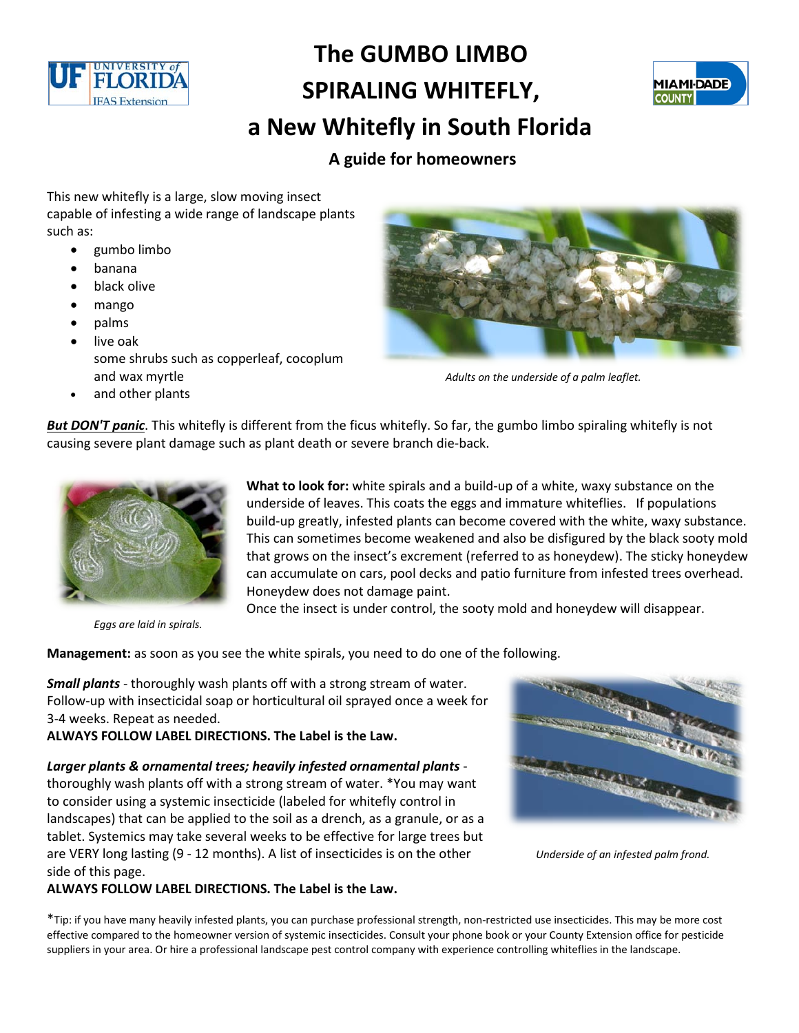# The GUMBO LIMBO SPIRALING WHITEFLY, a New Whitefly in South Florida

## A guide for homeowners

This new whitefly is a large, slow moving insect capable of infesting a wide range of landscape plants such as:

- gumbo limbo
- banana
- black olive
- mango
- palms
- live oak
  some shrubs such as copperleaf, cocoplum and wax myrtle
- and other plants

*Adults on the underside of a palm leaflet.*

***But DON'T panic***. This whitefly is different from the ficus whitefly. So far, the gumbo limbo spiraling whitefly is not causing severe plant damage such as plant death or severe branch die-back.

*Eggs are laid in spirals.*

**What to look for:** white spirals and a build-up of a white, waxy substance on the underside of leaves. This coats the eggs and immature whiteflies. If populations build-up greatly, infested plants can become covered with the white, waxy substance. This can sometimes become weakened and also be disfigured by the black sooty mold that grows on the insect's excrement (referred to as honeydew). The sticky honeydew can accumulate on cars, pool decks and patio furniture from infested trees overhead. Honeydew does not damage paint.
Once the insect is under control, the sooty mold and honeydew will disappear.

**Management:** as soon as you see the white spirals, you need to do one of the following.

***Small plants*** - thoroughly wash plants off with a strong stream of water. Follow-up with insecticidal soap or horticultural oil sprayed once a week for 3-4 weeks. Repeat as needed.
**ALWAYS FOLLOW LABEL DIRECTIONS. The Label is the Law.**

***Larger plants & ornamental trees; heavily infested ornamental plants*** - thoroughly wash plants off with a strong stream of water. *You may want to consider using a systemic insecticide (labeled for whitefly control in landscapes) that can be applied to the soil as a drench, as a granule, or as a tablet. Systemics may take several weeks to be effective for large trees but are VERY long lasting (9 - 12 months). A list of insecticides is on the other side of this page.
**ALWAYS FOLLOW LABEL DIRECTIONS. The Label is the Law.**

*Underside of an infested palm frond.*

*Tip: if you have many heavily infested plants, you can purchase professional strength, non-restricted use insecticides. This may be more cost effective compared to the homeowner version of systemic insecticides. Consult your phone book or your County Extension office for pesticide suppliers in your area. Or hire a professional landscape pest control company with experience controlling whiteflies in the landscape.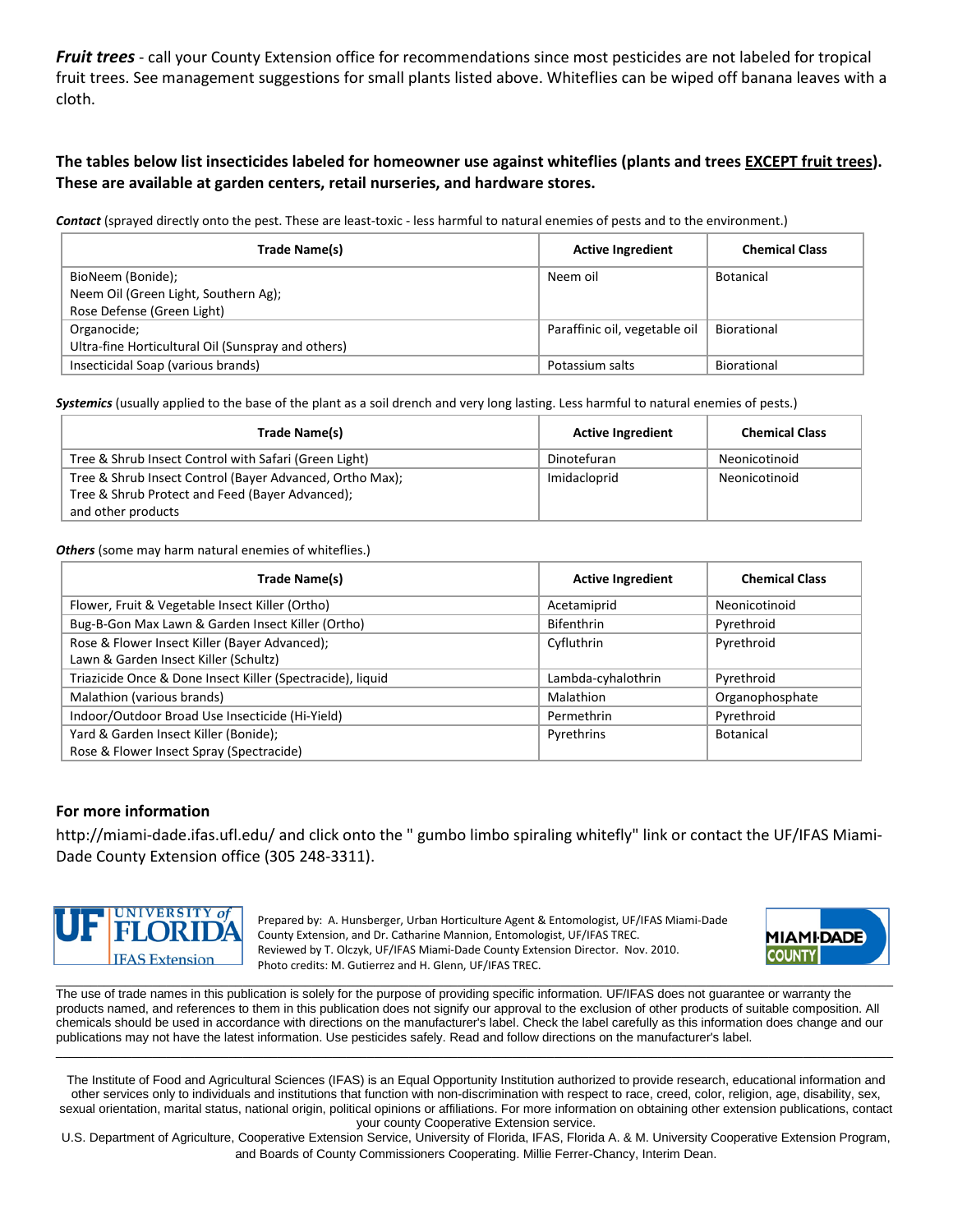***Fruit trees*** - call your County Extension office for recommendations since most pesticides are not labeled for tropical fruit trees. See management suggestions for small plants listed above. Whiteflies can be wiped off banana leaves with a cloth.

**The tables below list insecticides labeled for homeowner use against whiteflies (plants and trees <u>EXCEPT fruit trees</u>). These are available at garden centers, retail nurseries, and hardware stores.**

***Contact*** (sprayed directly onto the pest. These are least-toxic - less harmful to natural enemies of pests and to the environment.)

| Trade Name(s) | Active Ingredient | Chemical Class |
|---|---|---|
| BioNeem (Bonide);<br>Neem Oil (Green Light, Southern Ag);<br>Rose Defense (Green Light) | Neem oil | Botanical |
| Organocide;<br>Ultra-fine Horticultural Oil (Sunspray and others) | Paraffinic oil, vegetable oil | Biorational |
| Insecticidal Soap (various brands) | Potassium salts | Biorational |

***Systemics*** (usually applied to the base of the plant as a soil drench and very long lasting. Less harmful to natural enemies of pests.)

| Trade Name(s) | Active Ingredient | Chemical Class |
|---|---|---|
| Tree & Shrub Insect Control with Safari (Green Light) | Dinotefuran | Neonicotinoid |
| Tree & Shrub Insect Control (Bayer Advanced, Ortho Max);<br>Tree & Shrub Protect and Feed (Bayer Advanced);<br>and other products | Imidacloprid | Neonicotinoid |

***Others*** (some may harm natural enemies of whiteflies.)

| Trade Name(s) | Active Ingredient | Chemical Class |
|---|---|---|
| Flower, Fruit & Vegetable Insect Killer (Ortho) | Acetamiprid | Neonicotinoid |
| Bug-B-Gon Max Lawn & Garden Insect Killer (Ortho) | Bifenthrin | Pyrethroid |
| Rose & Flower Insect Killer (Bayer Advanced);<br>Lawn & Garden Insect Killer (Schultz) | Cyfluthrin | Pyrethroid |
| Triazicide Once & Done Insect Killer (Spectracide), liquid | Lambda-cyhalothrin | Pyrethroid |
| Malathion (various brands) | Malathion | Organophosphate |
| Indoor/Outdoor Broad Use Insecticide (Hi-Yield) | Permethrin | Pyrethroid |
| Yard & Garden Insect Killer (Bonide);<br>Rose & Flower Insect Spray (Spectracide) | Pyrethrins | Botanical |

### For more information

http://miami-dade.ifas.ufl.edu/ and click onto the " gumbo limbo spiraling whitefly" link or contact the UF/IFAS Miami-Dade County Extension office (305 248-3311).

UF UNIVERSITY of FLORIDA IFAS Extension

Prepared by: A. Hunsberger, Urban Horticulture Agent & Entomologist, UF/IFAS Miami-Dade County Extension, and Dr. Catharine Mannion, Entomologist, UF/IFAS TREC.
Reviewed by T. Olczyk, UF/IFAS Miami-Dade County Extension Director. Nov. 2010.
Photo credits: M. Gutierrez and H. Glenn, UF/IFAS TREC.

MIAMI-DADE COUNTY

The use of trade names in this publication is solely for the purpose of providing specific information. UF/IFAS does not guarantee or warranty the products named, and references to them in this publication does not signify our approval to the exclusion of other products of suitable composition. All chemicals should be used in accordance with directions on the manufacturer's label. Check the label carefully as this information does change and our publications may not have the latest information. Use pesticides safely. Read and follow directions on the manufacturer's label.

The Institute of Food and Agricultural Sciences (IFAS) is an Equal Opportunity Institution authorized to provide research, educational information and other services only to individuals and institutions that function with non-discrimination with respect to race, creed, color, religion, age, disability, sex, sexual orientation, marital status, national origin, political opinions or affiliations. For more information on obtaining other extension publications, contact your county Cooperative Extension service.
U.S. Department of Agriculture, Cooperative Extension Service, University of Florida, IFAS, Florida A. & M. University Cooperative Extension Program, and Boards of County Commissioners Cooperating. Millie Ferrer-Chancy, Interim Dean.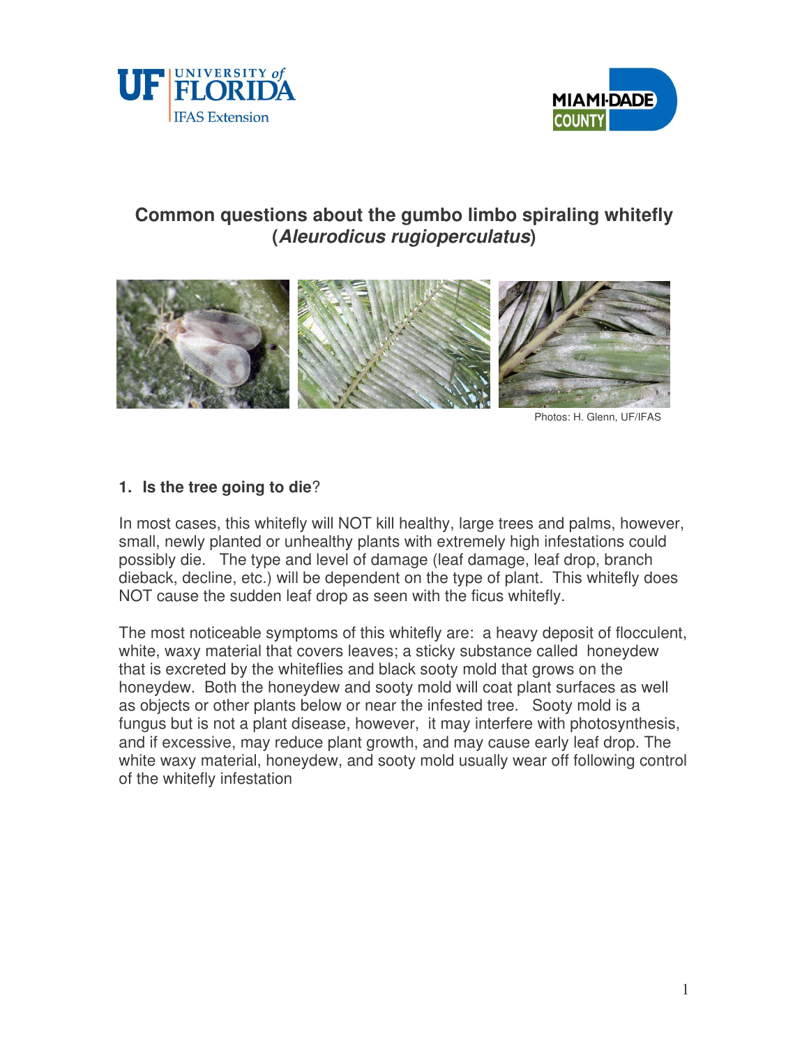# Common questions about the gumbo limbo spiraling whitefly (*Aleurodicus rugioperculatus*)

Photos: H. Glenn, UF/IFAS

## 1. Is the tree going to die?

In most cases, this whitefly will NOT kill healthy, large trees and palms, however, small, newly planted or unhealthy plants with extremely high infestations could possibly die. The type and level of damage (leaf damage, leaf drop, branch dieback, decline, etc.) will be dependent on the type of plant. This whitefly does NOT cause the sudden leaf drop as seen with the ficus whitefly.

The most noticeable symptoms of this whitefly are: a heavy deposit of flocculent, white, waxy material that covers leaves; a sticky substance called honeydew that is excreted by the whiteflies and black sooty mold that grows on the honeydew. Both the honeydew and sooty mold will coat plant surfaces as well as objects or other plants below or near the infested tree. Sooty mold is a fungus but is not a plant disease, however, it may interfere with photosynthesis, and if excessive, may reduce plant growth, and may cause early leaf drop. The white waxy material, honeydew, and sooty mold usually wear off following control of the whitefly infestation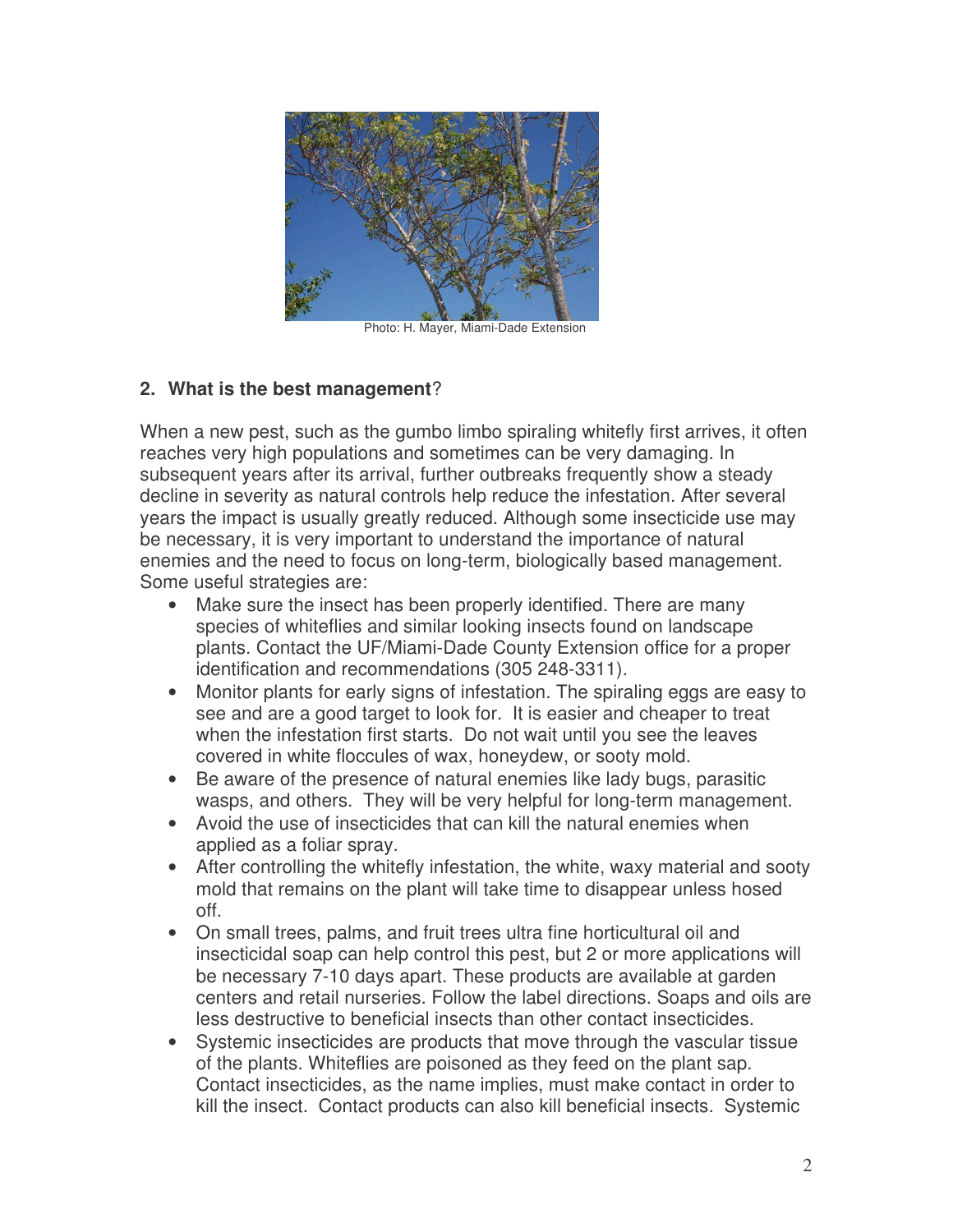Photo: H. Mayer, Miami-Dade Extension

**2. What is the best management**?

When a new pest, such as the gumbo limbo spiraling whitefly first arrives, it often reaches very high populations and sometimes can be very damaging. In subsequent years after its arrival, further outbreaks frequently show a steady decline in severity as natural controls help reduce the infestation. After several years the impact is usually greatly reduced. Although some insecticide use may be necessary, it is very important to understand the importance of natural enemies and the need to focus on long-term, biologically based management. Some useful strategies are:

- Make sure the insect has been properly identified. There are many species of whiteflies and similar looking insects found on landscape plants. Contact the UF/Miami-Dade County Extension office for a proper identification and recommendations (305 248-3311).
- Monitor plants for early signs of infestation. The spiraling eggs are easy to see and are a good target to look for. It is easier and cheaper to treat when the infestation first starts. Do not wait until you see the leaves covered in white floccules of wax, honeydew, or sooty mold.
- Be aware of the presence of natural enemies like lady bugs, parasitic wasps, and others. They will be very helpful for long-term management.
- Avoid the use of insecticides that can kill the natural enemies when applied as a foliar spray.
- After controlling the whitefly infestation, the white, waxy material and sooty mold that remains on the plant will take time to disappear unless hosed off.
- On small trees, palms, and fruit trees ultra fine horticultural oil and insecticidal soap can help control this pest, but 2 or more applications will be necessary 7-10 days apart. These products are available at garden centers and retail nurseries. Follow the label directions. Soaps and oils are less destructive to beneficial insects than other contact insecticides.
- Systemic insecticides are products that move through the vascular tissue of the plants. Whiteflies are poisoned as they feed on the plant sap. Contact insecticides, as the name implies, must make contact in order to kill the insect. Contact products can also kill beneficial insects. Systemic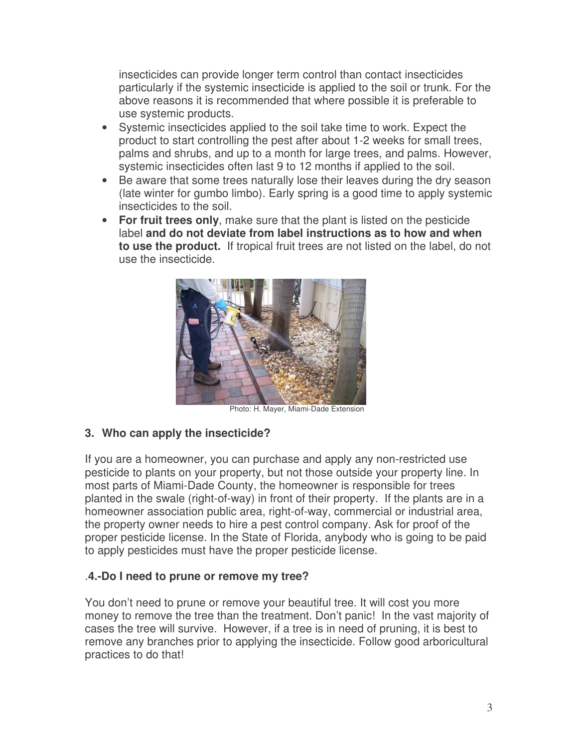insecticides can provide longer term control than contact insecticides particularly if the systemic insecticide is applied to the soil or trunk. For the above reasons it is recommended that where possible it is preferable to use systemic products.

- Systemic insecticides applied to the soil take time to work. Expect the product to start controlling the pest after about 1-2 weeks for small trees, palms and shrubs, and up to a month for large trees, and palms. However, systemic insecticides often last 9 to 12 months if applied to the soil.
- Be aware that some trees naturally lose their leaves during the dry season (late winter for gumbo limbo). Early spring is a good time to apply systemic insecticides to the soil.
- **For fruit trees only**, make sure that the plant is listed on the pesticide label **and do not deviate from label instructions as to how and when to use the product.** If tropical fruit trees are not listed on the label, do not use the insecticide.

Photo: H. Mayer, Miami-Dade Extension

### 3. Who can apply the insecticide?

If you are a homeowner, you can purchase and apply any non-restricted use pesticide to plants on your property, but not those outside your property line. In most parts of Miami-Dade County, the homeowner is responsible for trees planted in the swale (right-of-way) in front of their property. If the plants are in a homeowner association public area, right-of-way, commercial or industrial area, the property owner needs to hire a pest control company. Ask for proof of the proper pesticide license. In the State of Florida, anybody who is going to be paid to apply pesticides must have the proper pesticide license.

### .4.-Do I need to prune or remove my tree?

You don't need to prune or remove your beautiful tree. It will cost you more money to remove the tree than the treatment. Don't panic! In the vast majority of cases the tree will survive. However, if a tree is in need of pruning, it is best to remove any branches prior to applying the insecticide. Follow good arboricultural practices to do that!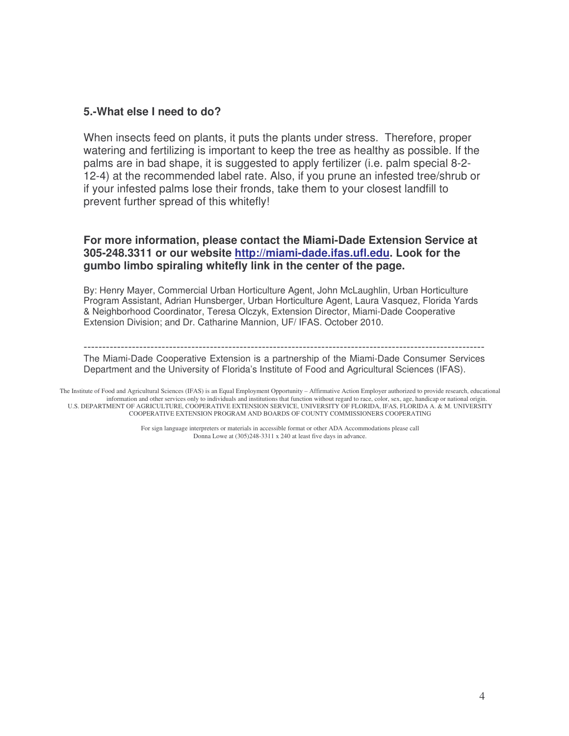**5.-What else I need to do?**

When insects feed on plants, it puts the plants under stress. Therefore, proper watering and fertilizing is important to keep the tree as healthy as possible. If the palms are in bad shape, it is suggested to apply fertilizer (i.e. palm special 8-2-12-4) at the recommended label rate. Also, if you prune an infested tree/shrub or if your infested palms lose their fronds, take them to your closest landfill to prevent further spread of this whitefly!

**For more information, please contact the Miami-Dade Extension Service at 305-248.3311 or our website [http://miami-dade.ifas.ufl.edu](http://miami-dade.ifas.ufl.edu). Look for the gumbo limbo spiraling whitefly link in the center of the page.**

By: Henry Mayer, Commercial Urban Horticulture Agent, John McLaughlin, Urban Horticulture Program Assistant, Adrian Hunsberger, Urban Horticulture Agent, Laura Vasquez, Florida Yards & Neighborhood Coordinator, Teresa Olczyk, Extension Director, Miami-Dade Cooperative Extension Division; and Dr. Catharine Mannion, UF/ IFAS. October 2010.

---

The Miami-Dade Cooperative Extension is a partnership of the Miami-Dade Consumer Services Department and the University of Florida's Institute of Food and Agricultural Sciences (IFAS).

The Institute of Food and Agricultural Sciences (IFAS) is an Equal Employment Opportunity – Affirmative Action Employer authorized to provide research, educational information and other services only to individuals and institutions that function without regard to race, color, sex, age, handicap or national origin.
U.S. DEPARTMENT OF AGRICULTURE, COOPERATIVE EXTENSION SERVICE, UNIVERSITY OF FLORIDA, IFAS, FLORIDA A. & M. UNIVERSITY COOPERATIVE EXTENSION PROGRAM AND BOARDS OF COUNTY COMMISSIONERS COOPERATING

For sign language interpreters or materials in accessible format or other ADA Accommodations please call Donna Lowe at (305)248-3311 x 240 at least five days in advance.